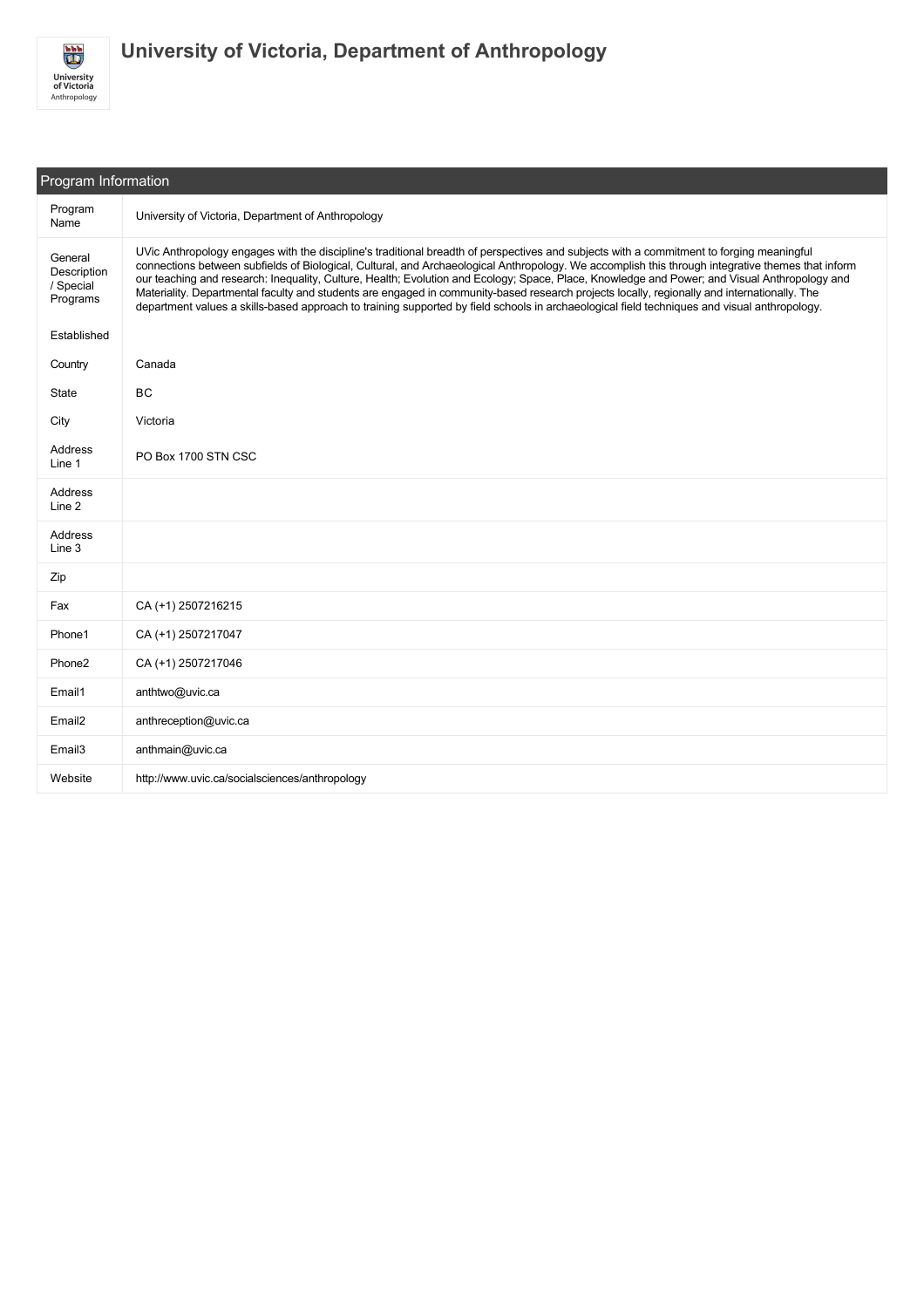# University of Victoria, Department of Anthropology

## Program Information

| Field | Value |
| --- | --- |
| Program Name | University of Victoria, Department of Anthropology |
| General Description / Special Programs | UVic Anthropology engages with the discipline's traditional breadth of perspectives and subjects with a commitment to forging meaningful connections between subfields of Biological, Cultural, and Archaeological Anthropology. We accomplish this through integrative themes that inform our teaching and research: Inequality, Culture, Health; Evolution and Ecology; Space, Place, Knowledge and Power; and Visual Anthropology and Materiality. Departmental faculty and students are engaged in community-based research projects locally, regionally and internationally. The department values a skills-based approach to training supported by field schools in archaeological field techniques and visual anthropology. |
| Established | |
| Country | Canada |
| State | BC |
| City | Victoria |
| Address Line 1 | PO Box 1700 STN CSC |
| Address Line 2 | |
| Address Line 3 | |
| Zip | |
| Fax | CA (+1) 2507216215 |
| Phone1 | CA (+1) 2507217047 |
| Phone2 | CA (+1) 2507217046 |
| Email1 | anthtwo@uvic.ca |
| Email2 | anthreception@uvic.ca |
| Email3 | anthmain@uvic.ca |
| Website | http://www.uvic.ca/socialsciences/anthropology |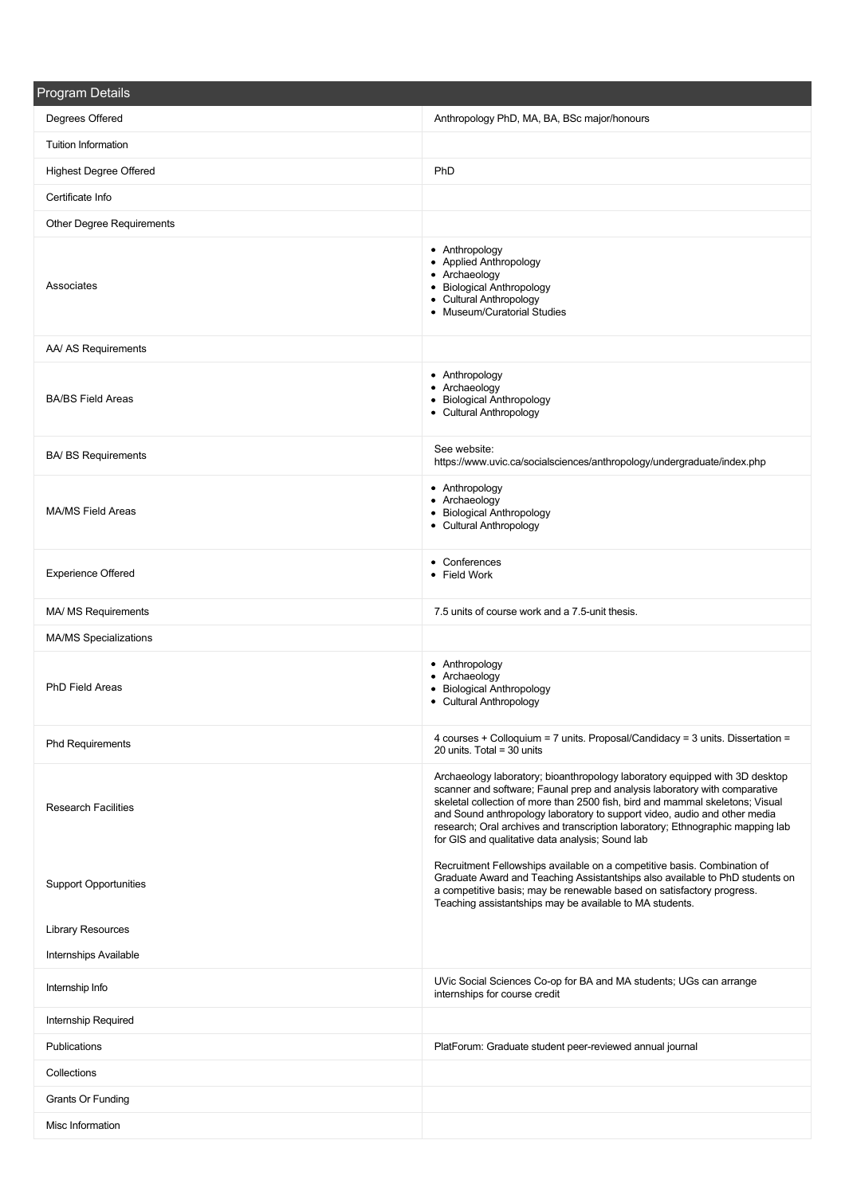| Program Details | |
|---|---|
| Degrees Offered | Anthropology PhD, MA, BA, BSc major/honours |
| Tuition Information | |
| Highest Degree Offered | PhD |
| Certificate Info | |
| Other Degree Requirements | |
| Associates | • Anthropology<br>• Applied Anthropology<br>• Archaeology<br>• Biological Anthropology<br>• Cultural Anthropology<br>• Museum/Curatorial Studies |
| AA/ AS Requirements | |
| BA/BS Field Areas | • Anthropology<br>• Archaeology<br>• Biological Anthropology<br>• Cultural Anthropology |
| BA/ BS Requirements | See website:<br>https://www.uvic.ca/socialsciences/anthropology/undergraduate/index.php |
| MA/MS Field Areas | • Anthropology<br>• Archaeology<br>• Biological Anthropology<br>• Cultural Anthropology |
| Experience Offered | • Conferences<br>• Field Work |
| MA/ MS Requirements | 7.5 units of course work and a 7.5-unit thesis. |
| MA/MS Specializations | |
| PhD Field Areas | • Anthropology<br>• Archaeology<br>• Biological Anthropology<br>• Cultural Anthropology |
| Phd Requirements | 4 courses + Colloquium = 7 units. Proposal/Candidacy = 3 units. Dissertation = 20 units. Total = 30 units |
| Research Facilities | Archaeology laboratory; bioanthropology laboratory equipped with 3D desktop scanner and software; Faunal prep and analysis laboratory with comparative skeletal collection of more than 2500 fish, bird and mammal skeletons; Visual and Sound anthropology laboratory to support video, audio and other media research; Oral archives and transcription laboratory; Ethnographic mapping lab for GIS and qualitative data analysis; Sound lab |
| Support Opportunities | Recruitment Fellowships available on a competitive basis. Combination of Graduate Award and Teaching Assistantships also available to PhD students on a competitive basis; may be renewable based on satisfactory progress. Teaching assistantships may be available to MA students. |
| Library Resources | |
| Internships Available | |
| Internship Info | UVic Social Sciences Co-op for BA and MA students; UGs can arrange internships for course credit |
| Internship Required | |
| Publications | PlatForum: Graduate student peer-reviewed annual journal |
| Collections | |
| Grants Or Funding | |
| Misc Information | |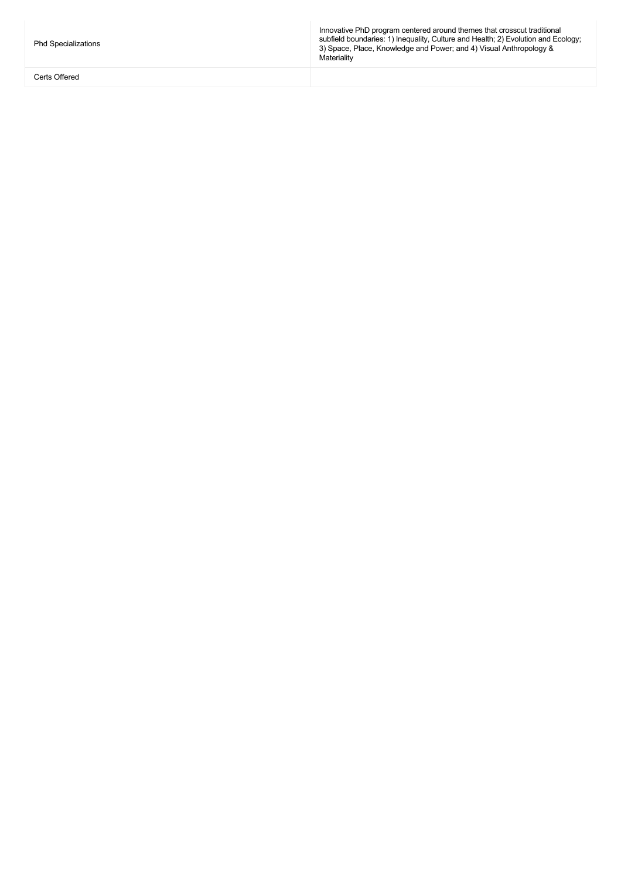| | |
|---|---|
| Phd Specializations | Innovative PhD program centered around themes that crosscut traditional subfield boundaries: 1) Inequality, Culture and Health; 2) Evolution and Ecology; 3) Space, Place, Knowledge and Power; and 4) Visual Anthropology & Materiality |
| Certs Offered | |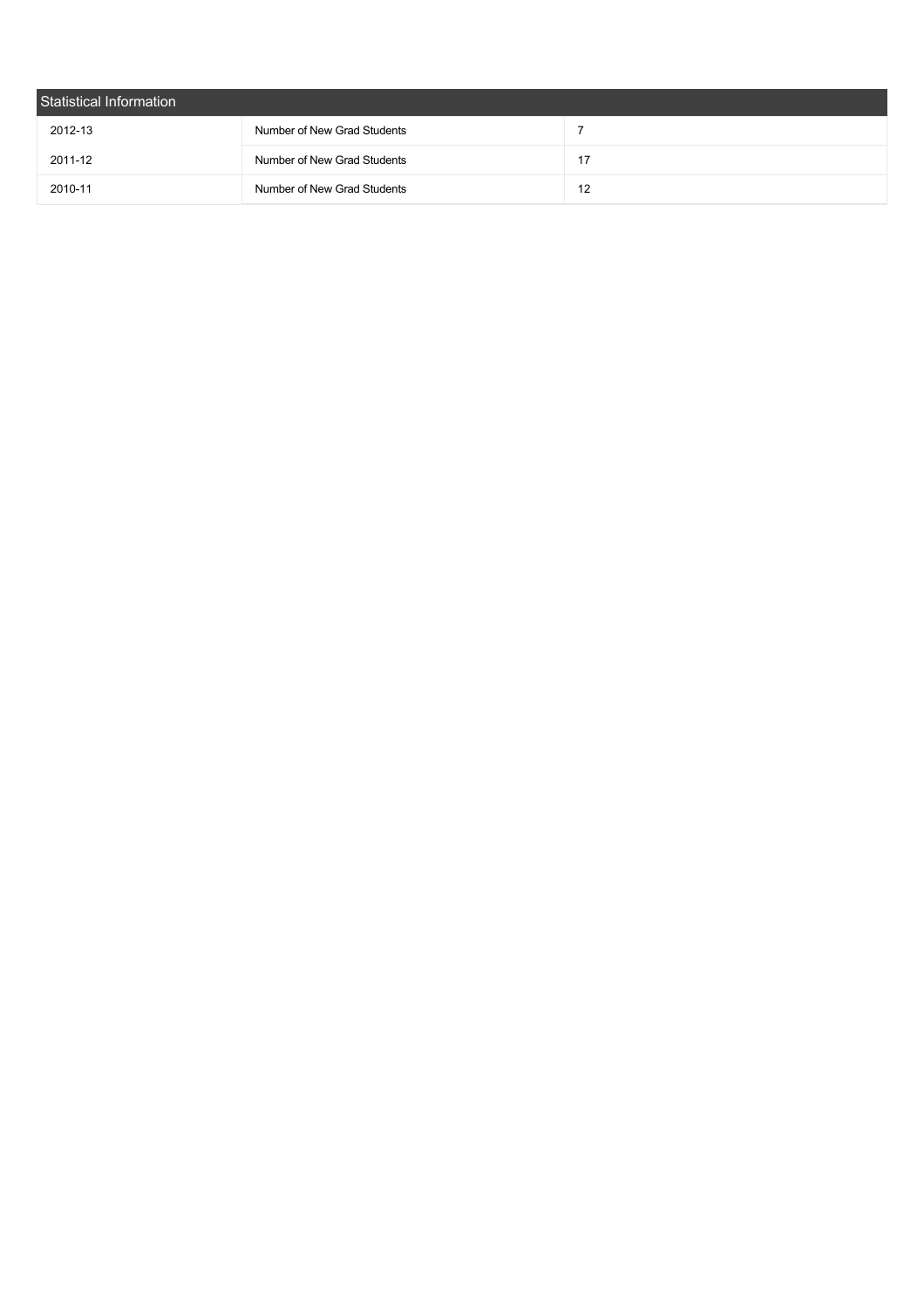## Statistical Information

| | | |
|---|---|---|
| 2012-13 | Number of New Grad Students | 7 |
| 2011-12 | Number of New Grad Students | 17 |
| 2010-11 | Number of New Grad Students | 12 |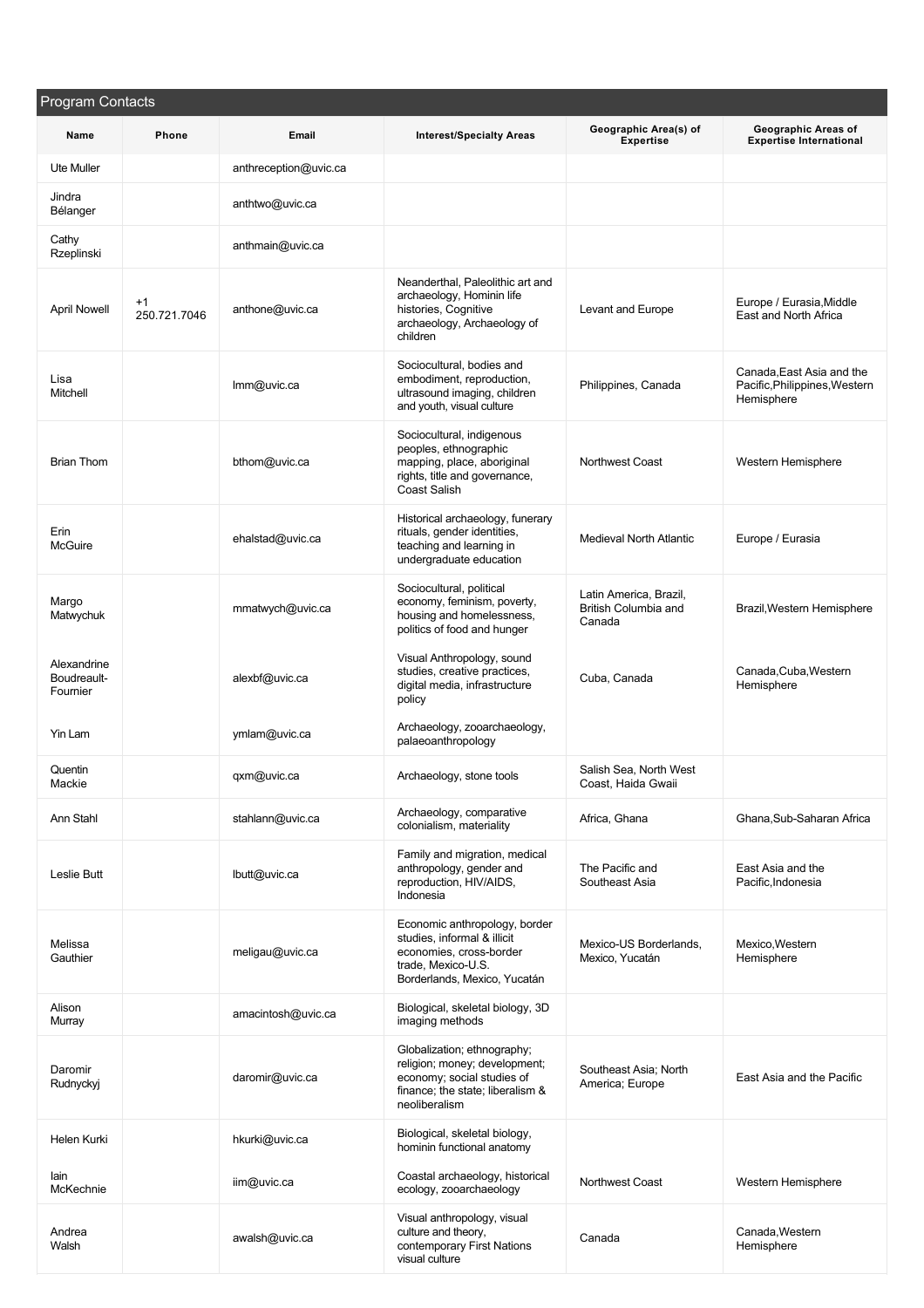## Program Contacts

| Name | Phone | Email | Interest/Specialty Areas | Geographic Area(s) of Expertise | Geographic Areas of Expertise International |
|---|---|---|---|---|---|
| Ute Muller | | anthreception@uvic.ca | | | |
| Jindra Bélanger | | anthtwo@uvic.ca | | | |
| Cathy Rzeplinski | | anthmain@uvic.ca | | | |
| April Nowell | +1 250.721.7046 | anthone@uvic.ca | Neanderthal, Paleolithic art and archaeology, Hominin life histories, Cognitive archaeology, Archaeology of children | Levant and Europe | Europe / Eurasia,Middle East and North Africa |
| Lisa Mitchell | | lmm@uvic.ca | Sociocultural, bodies and embodiment, reproduction, ultrasound imaging, children and youth, visual culture | Philippines, Canada | Canada,East Asia and the Pacific,Philippines,Western Hemisphere |
| Brian Thom | | bthom@uvic.ca | Sociocultural, indigenous peoples, ethnographic mapping, place, aboriginal rights, title and governance, Coast Salish | Northwest Coast | Western Hemisphere |
| Erin McGuire | | ehalstad@uvic.ca | Historical archaeology, funerary rituals, gender identities, teaching and learning in undergraduate education | Medieval North Atlantic | Europe / Eurasia |
| Margo Matwychuk | | mmatwych@uvic.ca | Sociocultural, political economy, feminism, poverty, housing and homelessness, politics of food and hunger | Latin America, Brazil, British Columbia and Canada | Brazil,Western Hemisphere |
| Alexandrine Boudreault-Fournier | | alexbf@uvic.ca | Visual Anthropology, sound studies, creative practices, digital media, infrastructure policy | Cuba, Canada | Canada,Cuba,Western Hemisphere |
| Yin Lam | | ymlam@uvic.ca | Archaeology, zooarchaeology, palaeoanthropology | | |
| Quentin Mackie | | qxm@uvic.ca | Archaeology, stone tools | Salish Sea, North West Coast, Haida Gwaii | |
| Ann Stahl | | stahlann@uvic.ca | Archaeology, comparative colonialism, materiality | Africa, Ghana | Ghana,Sub-Saharan Africa |
| Leslie Butt | | lbutt@uvic.ca | Family and migration, medical anthropology, gender and reproduction, HIV/AIDS, Indonesia | The Pacific and Southeast Asia | East Asia and the Pacific,Indonesia |
| Melissa Gauthier | | meligau@uvic.ca | Economic anthropology, border studies, informal & illicit economies, cross-border trade, Mexico-U.S. Borderlands, Mexico, Yucatán | Mexico-US Borderlands, Mexico, Yucatán | Mexico,Western Hemisphere |
| Alison Murray | | amacintosh@uvic.ca | Biological, skeletal biology, 3D imaging methods | | |
| Daromir Rudnyckyj | | daromir@uvic.ca | Globalization; ethnography; religion; money; development; economy; social studies of finance; the state; liberalism & neoliberalism | Southeast Asia; North America; Europe | East Asia and the Pacific |
| Helen Kurki | | hkurki@uvic.ca | Biological, skeletal biology, hominin functional anatomy | | |
| Iain McKechnie | | iim@uvic.ca | Coastal archaeology, historical ecology, zooarchaeology | Northwest Coast | Western Hemisphere |
| Andrea Walsh | | awalsh@uvic.ca | Visual anthropology, visual culture and theory, contemporary First Nations visual culture | Canada | Canada,Western Hemisphere |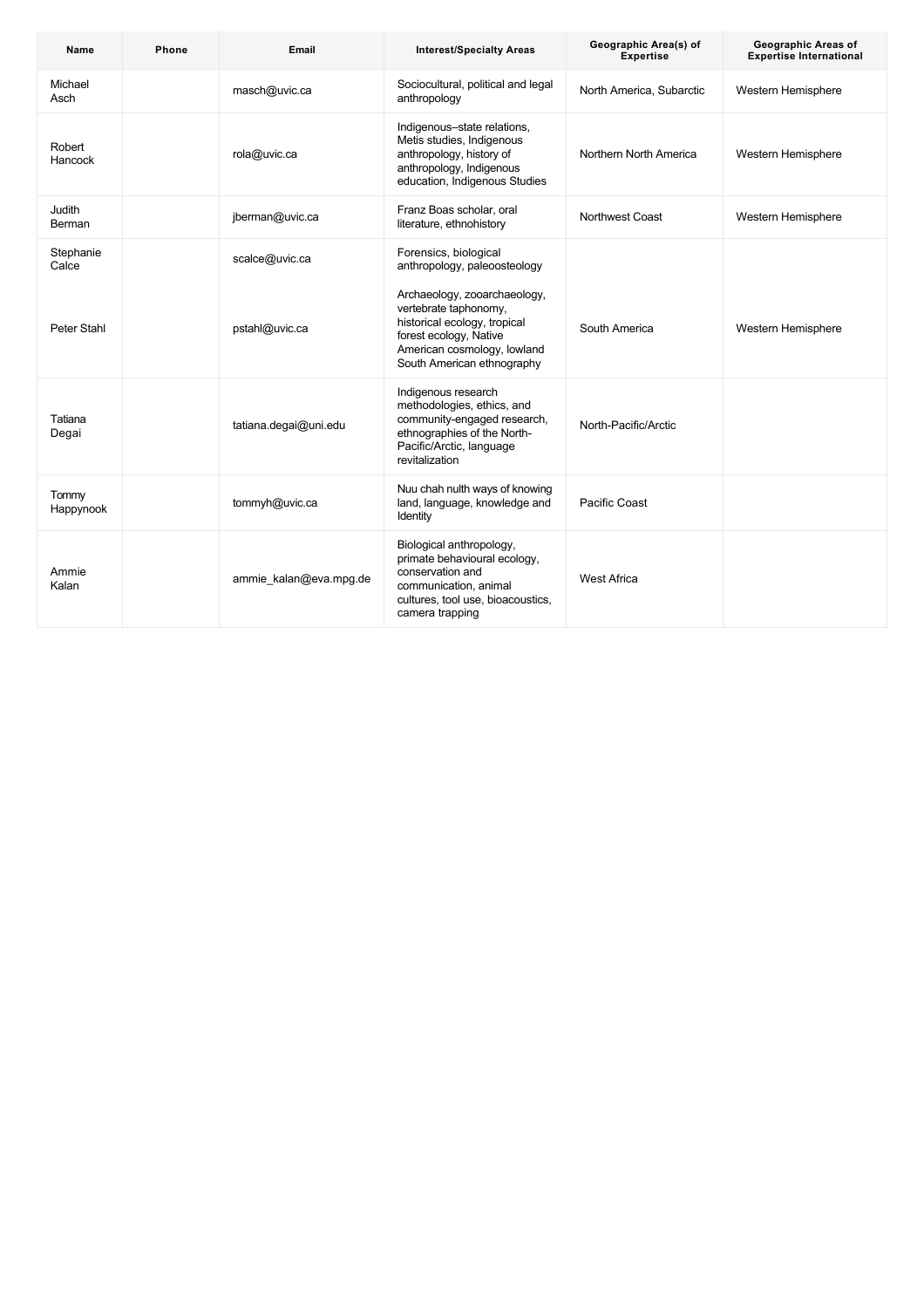| Name | Phone | Email | Interest/Specialty Areas | Geographic Area(s) of Expertise | Geographic Areas of Expertise International |
|---|---|---|---|---|---|
| Michael Asch | | masch@uvic.ca | Sociocultural, political and legal anthropology | North America, Subarctic | Western Hemisphere |
| Robert Hancock | | rola@uvic.ca | Indigenous–state relations, Metis studies, Indigenous anthropology, history of anthropology, Indigenous education, Indigenous Studies | Northern North America | Western Hemisphere |
| Judith Berman | | jberman@uvic.ca | Franz Boas scholar, oral literature, ethnohistory | Northwest Coast | Western Hemisphere |
| Stephanie Calce | | scalce@uvic.ca | Forensics, biological anthropology, paleoosteology | | |
| Peter Stahl | | pstahl@uvic.ca | Archaeology, zooarchaeology, vertebrate taphonomy, historical ecology, tropical forest ecology, Native American cosmology, lowland South American ethnography | South America | Western Hemisphere |
| Tatiana Degai | | tatiana.degai@uni.edu | Indigenous research methodologies, ethics, and community-engaged research, ethnographies of the North-Pacific/Arctic, language revitalization | North-Pacific/Arctic | |
| Tommy Happynook | | tommyh@uvic.ca | Nuu chah nulth ways of knowing land, language, knowledge and Identity | Pacific Coast | |
| Ammie Kalan | | ammie_kalan@eva.mpg.de | Biological anthropology, primate behavioural ecology, conservation and communication, animal cultures, tool use, bioacoustics, camera trapping | West Africa | |